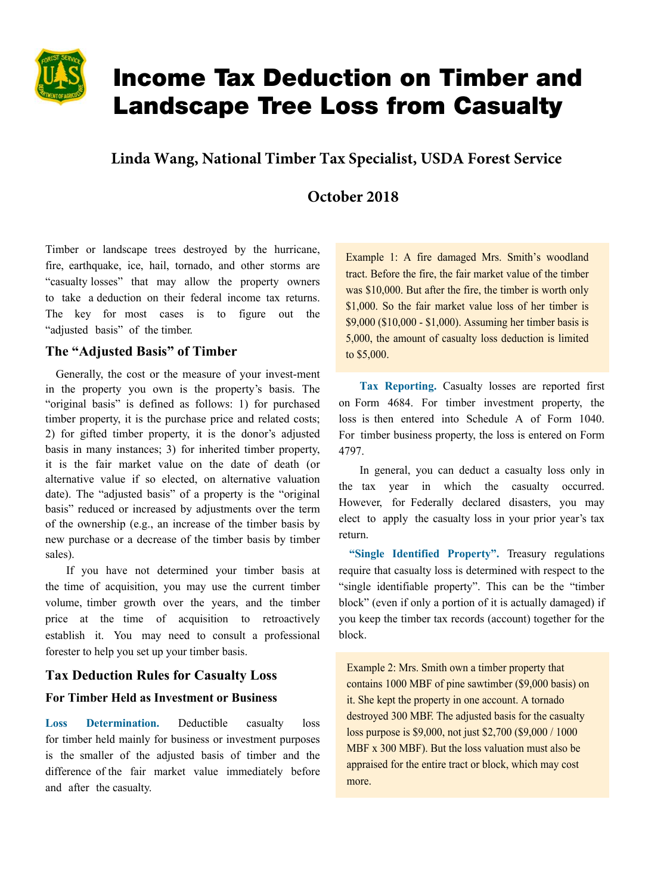# Income Tax Deduction on Timber and Landscape Tree Loss from Casualty

**Linda Wang, National Timber Tax Specialist, USDA Forest Service**

**October 2018**

Timber or landscape trees destroyed by the hurricane, fire, earthquake, ice, hail, tornado, and other storms are "casualty losses" that may allow the property owners to take a deduction on their federal income tax returns. The key for most cases is to figure out the "adjusted basis" of the timber.

## The "Adjusted Basis" of Timber

Generally, the cost or the measure of your invest-ment in the property you own is the property's basis. The "original basis" is defined as follows: 1) for purchased timber property, it is the purchase price and related costs; 2) for gifted timber property, it is the donor's adjusted basis in many instances; 3) for inherited timber property, it is the fair market value on the date of death (or alternative value if so elected, on alternative valuation date). The "adjusted basis" of a property is the "original basis" reduced or increased by adjustments over the term of the ownership (e.g., an increase of the timber basis by new purchase or a decrease of the timber basis by timber sales).

If you have not determined your timber basis at the time of acquisition, you may use the current timber volume, timber growth over the years, and the timber price at the time of acquisition to retroactively establish it. You may need to consult a professional forester to help you set up your timber basis.

## Tax Deduction Rules for Casualty Loss

### For Timber Held as Investment or Business

**Loss Determination.** Deductible casualty loss for timber held mainly for business or investment purposes is the smaller of the adjusted basis of timber and the difference of the fair market value immediately before and after the casualty.

> Example 1: A fire damaged Mrs. Smith's woodland tract. Before the fire, the fair market value of the timber was $10,000. But after the fire, the timber is worth only $1,000. So the fair market value loss of her timber is $9,000 ($10,000 - $1,000). Assuming her timber basis is 5,000, the amount of casualty loss deduction is limited to $5,000.

**Tax Reporting.** Casualty losses are reported first on Form 4684. For timber investment property, the loss is then entered into Schedule A of Form 1040. For timber business property, the loss is entered on Form 4797.

In general, you can deduct a casualty loss only in the tax year in which the casualty occurred. However, for Federally declared disasters, you may elect to apply the casualty loss in your prior year's tax return.

**"Single Identified Property".** Treasury regulations require that casualty loss is determined with respect to the "single identifiable property". This can be the "timber block" (even if only a portion of it is actually damaged) if you keep the timber tax records (account) together for the block.

> Example 2: Mrs. Smith own a timber property that contains 1000 MBF of pine sawtimber ($9,000 basis) on it. She kept the property in one account. A tornado destroyed 300 MBF. The adjusted basis for the casualty loss purpose is $9,000, not just $2,700 ($9,000 / 1000 MBF x 300 MBF). But the loss valuation must also be appraised for the entire tract or block, which may cost more.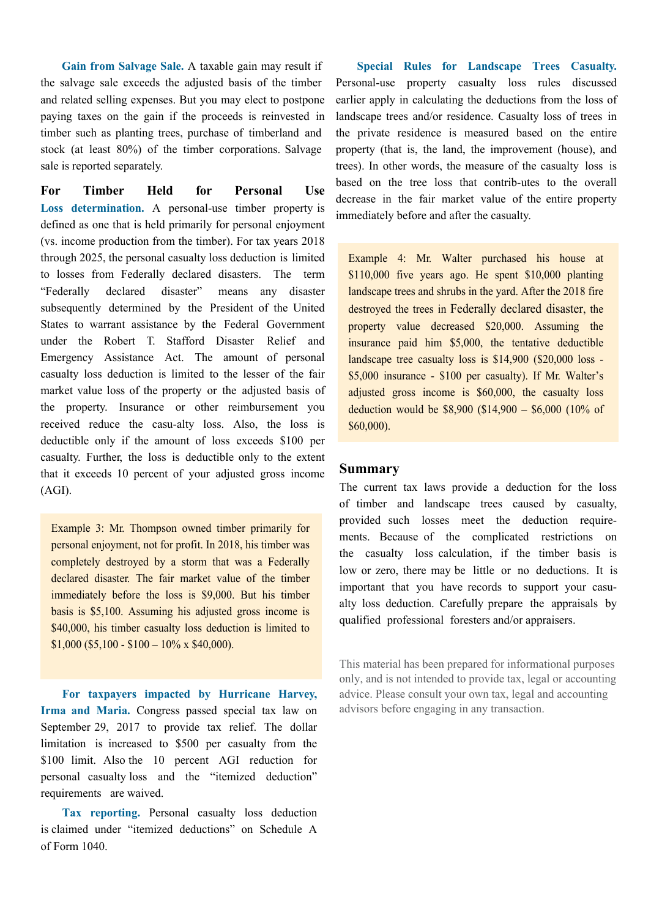**Gain from Salvage Sale.** A taxable gain may result if the salvage sale exceeds the adjusted basis of the timber and related selling expenses. But you may elect to postpone paying taxes on the gain if the proceeds is reinvested in timber such as planting trees, purchase of timberland and stock (at least 80%) of the timber corporations. Salvage sale is reported separately.

## For Timber Held for Personal Use

**Loss determination.** A personal-use timber property is defined as one that is held primarily for personal enjoyment (vs. income production from the timber). For tax years 2018 through 2025, the personal casualty loss deduction is limited to losses from Federally declared disasters. The term "Federally declared disaster" means any disaster subsequently determined by the President of the United States to warrant assistance by the Federal Government under the Robert T. Stafford Disaster Relief and Emergency Assistance Act. The amount of personal casualty loss deduction is limited to the lesser of the fair market value loss of the property or the adjusted basis of the property. Insurance or other reimbursement you received reduce the casu-alty loss. Also, the loss is deductible only if the amount of loss exceeds $100 per casualty. Further, the loss is deductible only to the extent that it exceeds 10 percent of your adjusted gross income (AGI).

> Example 3: Mr. Thompson owned timber primarily for personal enjoyment, not for profit. In 2018, his timber was completely destroyed by a storm that was a Federally declared disaster. The fair market value of the timber immediately before the loss is $9,000. But his timber basis is $5,100. Assuming his adjusted gross income is $40,000, his timber casualty loss deduction is limited to $1,000 ($5,100 - $100 – 10% x $40,000).

**For taxpayers impacted by Hurricane Harvey, Irma and Maria.** Congress passed special tax law on September 29, 2017 to provide tax relief. The dollar limitation is increased to $500 per casualty from the $100 limit. Also the 10 percent AGI reduction for personal casualty loss and the "itemized deduction" requirements are waived.

**Tax reporting.** Personal casualty loss deduction is claimed under "itemized deductions" on Schedule A of Form 1040.

**Special Rules for Landscape Trees Casualty.** Personal-use property casualty loss rules discussed earlier apply in calculating the deductions from the loss of landscape trees and/or residence. Casualty loss of trees in the private residence is measured based on the entire property (that is, the land, the improvement (house), and trees). In other words, the measure of the casualty loss is based on the tree loss that contrib-utes to the overall decrease in the fair market value of the entire property immediately before and after the casualty.

> Example 4: Mr. Walter purchased his house at $110,000 five years ago. He spent $10,000 planting landscape trees and shrubs in the yard. After the 2018 fire destroyed the trees in Federally declared disaster, the property value decreased $20,000. Assuming the insurance paid him $5,000, the tentative deductible landscape tree casualty loss is $14,900 ($20,000 loss - $5,000 insurance - $100 per casualty). If Mr. Walter's adjusted gross income is $60,000, the casualty loss deduction would be $8,900 ($14,900 – $6,000 (10% of $60,000).

## Summary

The current tax laws provide a deduction for the loss of timber and landscape trees caused by casualty, provided such losses meet the deduction require-ments. Because of the complicated restrictions on the casualty loss calculation, if the timber basis is low or zero, there may be little or no deductions. It is important that you have records to support your casu-alty loss deduction. Carefully prepare the appraisals by qualified professional foresters and/or appraisers.

This material has been prepared for informational purposes only, and is not intended to provide tax, legal or accounting advice. Please consult your own tax, legal and accounting advisors before engaging in any transaction.